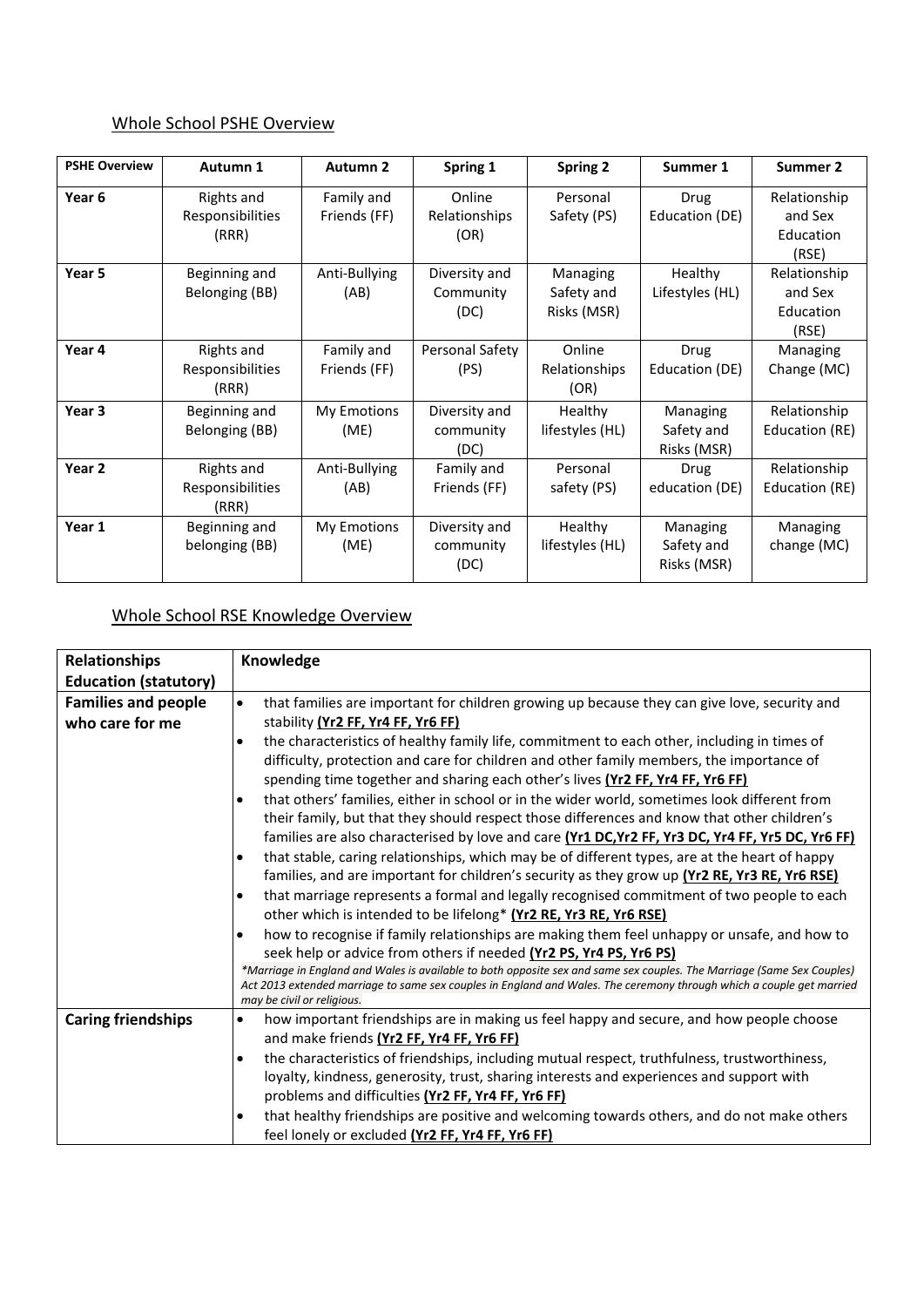## Whole School PSHE Overview

| PSHE Overview | Autumn 1 | Autumn 2 | Spring 1 | Spring 2 | Summer 1 | Summer 2 |
|---|---|---|---|---|---|---|
| **Year 6** | Rights and Responsibilities (RRR) | Family and Friends (FF) | Online Relationships (OR) | Personal Safety (PS) | Drug Education (DE) | Relationship and Sex Education (RSE) |
| **Year 5** | Beginning and Belonging (BB) | Anti-Bullying (AB) | Diversity and Community (DC) | Managing Safety and Risks (MSR) | Healthy Lifestyles (HL) | Relationship and Sex Education (RSE) |
| **Year 4** | Rights and Responsibilities (RRR) | Family and Friends (FF) | Personal Safety (PS) | Online Relationships (OR) | Drug Education (DE) | Managing Change (MC) |
| **Year 3** | Beginning and Belonging (BB) | My Emotions (ME) | Diversity and community (DC) | Healthy lifestyles (HL) | Managing Safety and Risks (MSR) | Relationship Education (RE) |
| **Year 2** | Rights and Responsibilities (RRR) | Anti-Bullying (AB) | Family and Friends (FF) | Personal safety (PS) | Drug education (DE) | Relationship Education (RE) |
| **Year 1** | Beginning and belonging (BB) | My Emotions (ME) | Diversity and community (DC) | Healthy lifestyles (HL) | Managing Safety and Risks (MSR) | Managing change (MC) |

## Whole School RSE Knowledge Overview

| Relationships Education (statutory) | Knowledge |
|---|---|
| **Families and people who care for me** | • that families are important for children growing up because they can give love, security and stability **(Yr2 FF, Yr4 FF, Yr6 FF)**<br>• the characteristics of healthy family life, commitment to each other, including in times of difficulty, protection and care for children and other family members, the importance of spending time together and sharing each other's lives **(Yr2 FF, Yr4 FF, Yr6 FF)**<br>• that others' families, either in school or in the wider world, sometimes look different from their family, but that they should respect those differences and know that other children's families are also characterised by love and care **(Yr1 DC,Yr2 FF, Yr3 DC, Yr4 FF, Yr5 DC, Yr6 FF)**<br>• that stable, caring relationships, which may be of different types, are at the heart of happy families, and are important for children's security as they grow up **(Yr2 RE, Yr3 RE, Yr6 RSE)**<br>• that marriage represents a formal and legally recognised commitment of two people to each other which is intended to be lifelong* **(Yr2 RE, Yr3 RE, Yr6 RSE)**<br>• how to recognise if family relationships are making them feel unhappy or unsafe, and how to seek help or advice from others if needed **(Yr2 PS, Yr4 PS, Yr6 PS)**<br>*\*Marriage in England and Wales is available to both opposite sex and same sex couples. The Marriage (Same Sex Couples) Act 2013 extended marriage to same sex couples in England and Wales. The ceremony through which a couple get married may be civil or religious.* |
| **Caring friendships** | • how important friendships are in making us feel happy and secure, and how people choose and make friends **(Yr2 FF, Yr4 FF, Yr6 FF)**<br>• the characteristics of friendships, including mutual respect, truthfulness, trustworthiness, loyalty, kindness, generosity, trust, sharing interests and experiences and support with problems and difficulties **(Yr2 FF, Yr4 FF, Yr6 FF)**<br>• that healthy friendships are positive and welcoming towards others, and do not make others feel lonely or excluded **(Yr2 FF, Yr4 FF, Yr6 FF)** |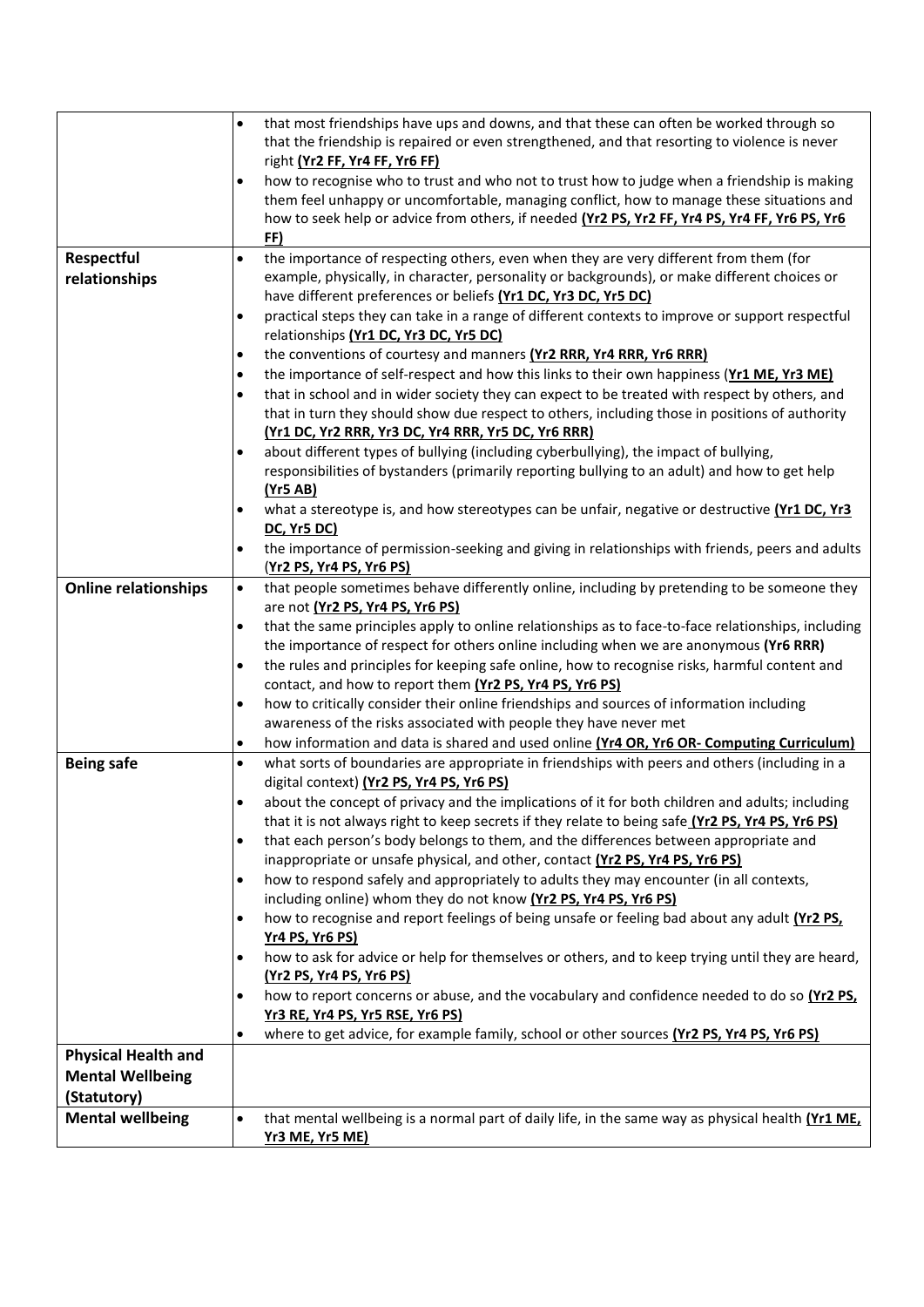| | |
|---|---|
| | • that most friendships have ups and downs, and that these can often be worked through so that the friendship is repaired or even strengthened, and that resorting to violence is never right **(Yr2 FF, Yr4 FF, Yr6 FF)**<br>• how to recognise who to trust and who not to trust how to judge when a friendship is making them feel unhappy or uncomfortable, managing conflict, how to manage these situations and how to seek help or advice from others, if needed **(Yr2 PS, Yr2 FF, Yr4 PS, Yr4 FF, Yr6 PS, Yr6 FF)** |
| **Respectful relationships** | • the importance of respecting others, even when they are very different from them (for example, physically, in character, personality or backgrounds), or make different choices or have different preferences or beliefs **(Yr1 DC, Yr3 DC, Yr5 DC)**<br>• practical steps they can take in a range of different contexts to improve or support respectful relationships **(Yr1 DC, Yr3 DC, Yr5 DC)**<br>• the conventions of courtesy and manners **(Yr2 RRR, Yr4 RRR, Yr6 RRR)**<br>• the importance of self-respect and how this links to their own happiness (**Yr1 ME, Yr3 ME)**<br>• that in school and in wider society they can expect to be treated with respect by others, and that in turn they should show due respect to others, including those in positions of authority **(Yr1 DC, Yr2 RRR, Yr3 DC, Yr4 RRR, Yr5 DC, Yr6 RRR)**<br>• about different types of bullying (including cyberbullying), the impact of bullying, responsibilities of bystanders (primarily reporting bullying to an adult) and how to get help **(Yr5 AB)**<br>• what a stereotype is, and how stereotypes can be unfair, negative or destructive **(Yr1 DC, Yr3 DC, Yr5 DC)**<br>• the importance of permission-seeking and giving in relationships with friends, peers and adults (**Yr2 PS, Yr4 PS, Yr6 PS)** |
| **Online relationships** | • that people sometimes behave differently online, including by pretending to be someone they are not **(Yr2 PS, Yr4 PS, Yr6 PS)**<br>• that the same principles apply to online relationships as to face-to-face relationships, including the importance of respect for others online including when we are anonymous **(Yr6 RRR)**<br>• the rules and principles for keeping safe online, how to recognise risks, harmful content and contact, and how to report them **(Yr2 PS, Yr4 PS, Yr6 PS)**<br>• how to critically consider their online friendships and sources of information including awareness of the risks associated with people they have never met<br>• how information and data is shared and used online **(Yr4 OR, Yr6 OR- Computing Curriculum)** |
| **Being safe** | • what sorts of boundaries are appropriate in friendships with peers and others (including in a digital context) **(Yr2 PS, Yr4 PS, Yr6 PS)**<br>• about the concept of privacy and the implications of it for both children and adults; including that it is not always right to keep secrets if they relate to being safe **(Yr2 PS, Yr4 PS, Yr6 PS)**<br>• that each person's body belongs to them, and the differences between appropriate and inappropriate or unsafe physical, and other, contact **(Yr2 PS, Yr4 PS, Yr6 PS)**<br>• how to respond safely and appropriately to adults they may encounter (in all contexts, including online) whom they do not know **(Yr2 PS, Yr4 PS, Yr6 PS)**<br>• how to recognise and report feelings of being unsafe or feeling bad about any adult **(Yr2 PS, Yr4 PS, Yr6 PS)**<br>• how to ask for advice or help for themselves or others, and to keep trying until they are heard, **(Yr2 PS, Yr4 PS, Yr6 PS)**<br>• how to report concerns or abuse, and the vocabulary and confidence needed to do so **(Yr2 PS, Yr3 RE, Yr4 PS, Yr5 RSE, Yr6 PS)**<br>• where to get advice, for example family, school or other sources **(Yr2 PS, Yr4 PS, Yr6 PS)** |
| **Physical Health and Mental Wellbeing (Statutory)** | |
| **Mental wellbeing** | • that mental wellbeing is a normal part of daily life, in the same way as physical health **(Yr1 ME, Yr3 ME, Yr5 ME)** |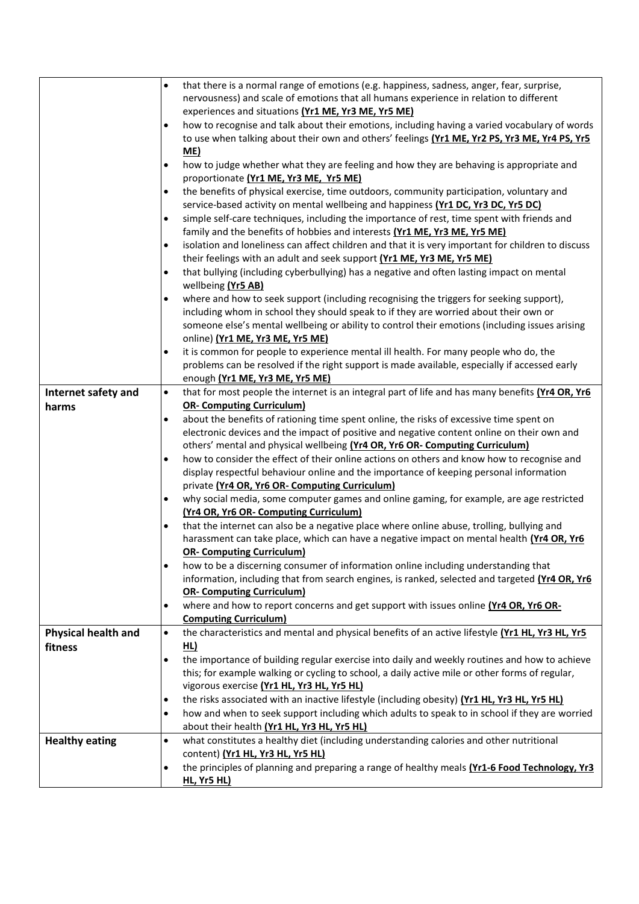| | |
|---|---|
| | • that there is a normal range of emotions (e.g. happiness, sadness, anger, fear, surprise, nervousness) and scale of emotions that all humans experience in relation to different experiences and situations **(Yr1 ME, Yr3 ME, Yr5 ME)**<br>• how to recognise and talk about their emotions, including having a varied vocabulary of words to use when talking about their own and others' feelings **(Yr1 ME, Yr2 PS, Yr3 ME, Yr4 PS, Yr5 ME)**<br>• how to judge whether what they are feeling and how they are behaving is appropriate and proportionate **(Yr1 ME, Yr3 ME, Yr5 ME)**<br>• the benefits of physical exercise, time outdoors, community participation, voluntary and service-based activity on mental wellbeing and happiness **(Yr1 DC, Yr3 DC, Yr5 DC)**<br>• simple self-care techniques, including the importance of rest, time spent with friends and family and the benefits of hobbies and interests **(Yr1 ME, Yr3 ME, Yr5 ME)**<br>• isolation and loneliness can affect children and that it is very important for children to discuss their feelings with an adult and seek support **(Yr1 ME, Yr3 ME, Yr5 ME)**<br>• that bullying (including cyberbullying) has a negative and often lasting impact on mental wellbeing **(Yr5 AB)**<br>• where and how to seek support (including recognising the triggers for seeking support), including whom in school they should speak to if they are worried about their own or someone else's mental wellbeing or ability to control their emotions (including issues arising online) **(Yr1 ME, Yr3 ME, Yr5 ME)**<br>• it is common for people to experience mental ill health. For many people who do, the problems can be resolved if the right support is made available, especially if accessed early enough **(Yr1 ME, Yr3 ME, Yr5 ME)** |
| **Internet safety and harms** | • that for most people the internet is an integral part of life and has many benefits **(Yr4 OR, Yr6 OR- Computing Curriculum)**<br>• about the benefits of rationing time spent online, the risks of excessive time spent on electronic devices and the impact of positive and negative content online on their own and others' mental and physical wellbeing **(Yr4 OR, Yr6 OR- Computing Curriculum)**<br>• how to consider the effect of their online actions on others and know how to recognise and display respectful behaviour online and the importance of keeping personal information private **(Yr4 OR, Yr6 OR- Computing Curriculum)**<br>• why social media, some computer games and online gaming, for example, are age restricted **(Yr4 OR, Yr6 OR- Computing Curriculum)**<br>• that the internet can also be a negative place where online abuse, trolling, bullying and harassment can take place, which can have a negative impact on mental health **(Yr4 OR, Yr6 OR- Computing Curriculum)**<br>• how to be a discerning consumer of information online including understanding that information, including that from search engines, is ranked, selected and targeted **(Yr4 OR, Yr6 OR- Computing Curriculum)**<br>• where and how to report concerns and get support with issues online **(Yr4 OR, Yr6 OR- Computing Curriculum)** |
| **Physical health and fitness** | • the characteristics and mental and physical benefits of an active lifestyle **(Yr1 HL, Yr3 HL, Yr5 HL)**<br>• the importance of building regular exercise into daily and weekly routines and how to achieve this; for example walking or cycling to school, a daily active mile or other forms of regular, vigorous exercise **(Yr1 HL, Yr3 HL, Yr5 HL)**<br>• the risks associated with an inactive lifestyle (including obesity) **(Yr1 HL, Yr3 HL, Yr5 HL)**<br>• how and when to seek support including which adults to speak to in school if they are worried about their health **(Yr1 HL, Yr3 HL, Yr5 HL)** |
| **Healthy eating** | • what constitutes a healthy diet (including understanding calories and other nutritional content) **(Yr1 HL, Yr3 HL, Yr5 HL)**<br>• the principles of planning and preparing a range of healthy meals **(Yr1-6 Food Technology, Yr3 HL, Yr5 HL)** |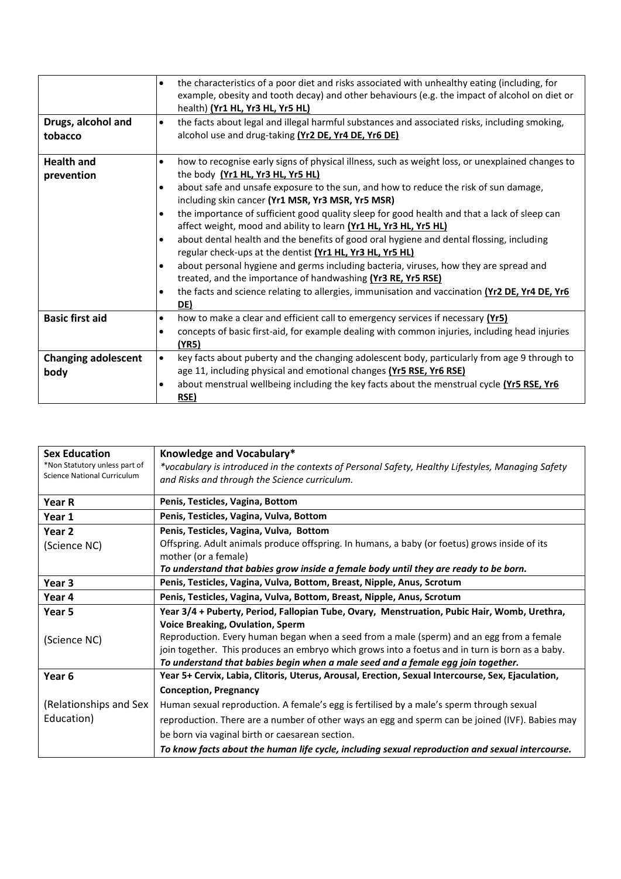| | |
|---|---|
| | • the characteristics of a poor diet and risks associated with unhealthy eating (including, for example, obesity and tooth decay) and other behaviours (e.g. the impact of alcohol on diet or health) **(Yr1 HL, Yr3 HL, Yr5 HL)** |
| **Drugs, alcohol and tobacco** | • the facts about legal and illegal harmful substances and associated risks, including smoking, alcohol use and drug-taking **(Yr2 DE, Yr4 DE, Yr6 DE)** |
| **Health and prevention** | • how to recognise early signs of physical illness, such as weight loss, or unexplained changes to the body **(Yr1 HL, Yr3 HL, Yr5 HL)**<br>• about safe and unsafe exposure to the sun, and how to reduce the risk of sun damage, including skin cancer **(Yr1 MSR, Yr3 MSR, Yr5 MSR)**<br>• the importance of sufficient good quality sleep for good health and that a lack of sleep can affect weight, mood and ability to learn **(Yr1 HL, Yr3 HL, Yr5 HL)**<br>• about dental health and the benefits of good oral hygiene and dental flossing, including regular check-ups at the dentist **(Yr1 HL, Yr3 HL, Yr5 HL)**<br>• about personal hygiene and germs including bacteria, viruses, how they are spread and treated, and the importance of handwashing **(Yr3 RE, Yr5 RSE)**<br>• the facts and science relating to allergies, immunisation and vaccination **(Yr2 DE, Yr4 DE, Yr6 DE)** |
| **Basic first aid** | • how to make a clear and efficient call to emergency services if necessary **(Yr5)**<br>• concepts of basic first-aid, for example dealing with common injuries, including head injuries **(YR5)** |
| **Changing adolescent body** | • key facts about puberty and the changing adolescent body, particularly from age 9 through to age 11, including physical and emotional changes **(Yr5 RSE, Yr6 RSE)**<br>• about menstrual wellbeing including the key facts about the menstrual cycle **(Yr5 RSE, Yr6 RSE)** |

| **Sex Education**<br>*Non Statutory unless part of Science National Curriculum | **Knowledge and Vocabulary***<br>*\*vocabulary is introduced in the contexts of Personal Safety, Healthy Lifestyles, Managing Safety and Risks and through the Science curriculum.* |
|---|---|
| **Year R** | **Penis, Testicles, Vagina, Bottom** |
| **Year 1** | **Penis, Testicles, Vagina, Vulva, Bottom** |
| **Year 2**<br>(Science NC) | **Penis, Testicles, Vagina, Vulva, Bottom**<br>Offspring. Adult animals produce offspring. In humans, a baby (or foetus) grows inside of its mother (or a female)<br>***To understand that babies grow inside a female body until they are ready to be born.*** |
| **Year 3** | **Penis, Testicles, Vagina, Vulva, Bottom, Breast, Nipple, Anus, Scrotum** |
| **Year 4** | **Penis, Testicles, Vagina, Vulva, Bottom, Breast, Nipple, Anus, Scrotum** |
| **Year 5**<br>(Science NC) | **Year 3/4 + Puberty, Period, Fallopian Tube, Ovary, Menstruation, Pubic Hair, Womb, Urethra, Voice Breaking, Ovulation, Sperm**<br>Reproduction. Every human began when a seed from a male (sperm) and an egg from a female join together. This produces an embryo which grows into a foetus and in turn is born as a baby.<br>***To understand that babies begin when a male seed and a female egg join together.*** |
| **Year 6**<br>(Relationships and Sex Education) | **Year 5+ Cervix, Labia, Clitoris, Uterus, Arousal, Erection, Sexual Intercourse, Sex, Ejaculation, Conception, Pregnancy**<br>Human sexual reproduction. A female's egg is fertilised by a male's sperm through sexual reproduction. There are a number of other ways an egg and sperm can be joined (IVF). Babies may be born via vaginal birth or caesarean section.<br>***To know facts about the human life cycle, including sexual reproduction and sexual intercourse.*** |